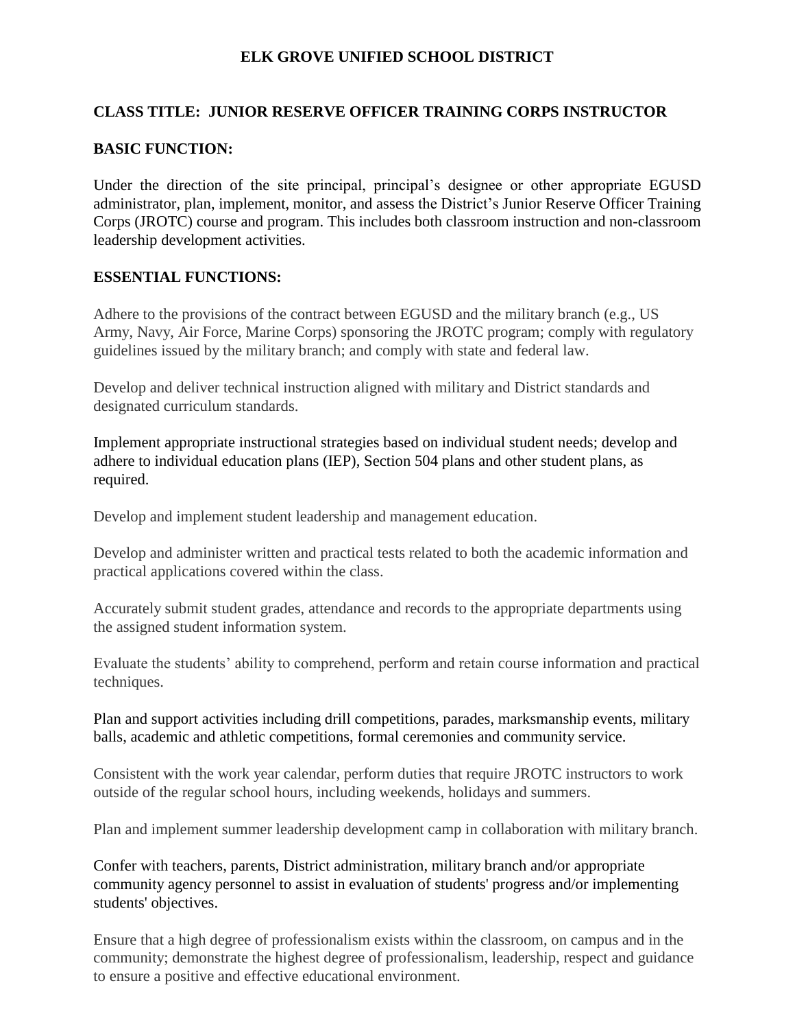# ELK GROVE UNIFIED SCHOOL DISTRICT

## CLASS TITLE: JUNIOR RESERVE OFFICER TRAINING CORPS INSTRUCTOR

## BASIC FUNCTION:

Under the direction of the site principal, principal's designee or other appropriate EGUSD administrator, plan, implement, monitor, and assess the District's Junior Reserve Officer Training Corps (JROTC) course and program. This includes both classroom instruction and non-classroom leadership development activities.

## ESSENTIAL FUNCTIONS:

Adhere to the provisions of the contract between EGUSD and the military branch (e.g., US Army, Navy, Air Force, Marine Corps) sponsoring the JROTC program; comply with regulatory guidelines issued by the military branch; and comply with state and federal law.

Develop and deliver technical instruction aligned with military and District standards and designated curriculum standards.

Implement appropriate instructional strategies based on individual student needs; develop and adhere to individual education plans (IEP), Section 504 plans and other student plans, as required.

Develop and implement student leadership and management education.

Develop and administer written and practical tests related to both the academic information and practical applications covered within the class.

Accurately submit student grades, attendance and records to the appropriate departments using the assigned student information system.

Evaluate the students' ability to comprehend, perform and retain course information and practical techniques.

Plan and support activities including drill competitions, parades, marksmanship events, military balls, academic and athletic competitions, formal ceremonies and community service.

Consistent with the work year calendar, perform duties that require JROTC instructors to work outside of the regular school hours, including weekends, holidays and summers.

Plan and implement summer leadership development camp in collaboration with military branch.

Confer with teachers, parents, District administration, military branch and/or appropriate community agency personnel to assist in evaluation of students' progress and/or implementing students' objectives.

Ensure that a high degree of professionalism exists within the classroom, on campus and in the community; demonstrate the highest degree of professionalism, leadership, respect and guidance to ensure a positive and effective educational environment.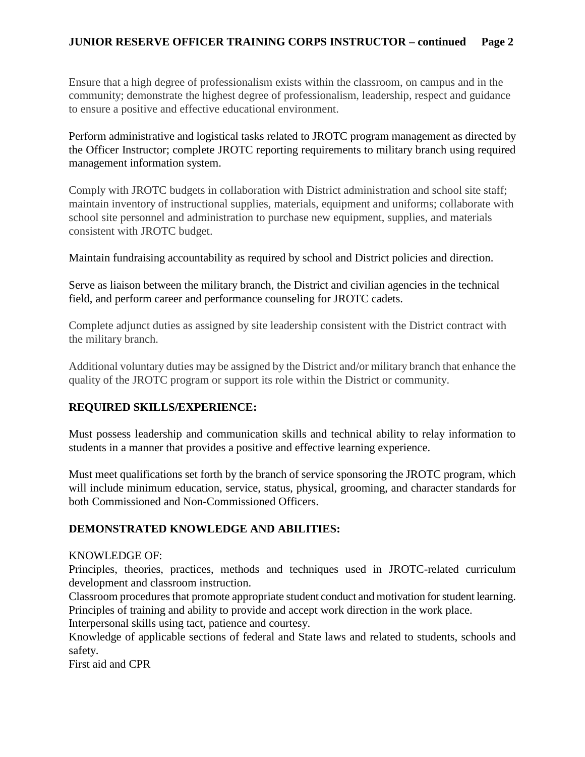Ensure that a high degree of professionalism exists within the classroom, on campus and in the community; demonstrate the highest degree of professionalism, leadership, respect and guidance to ensure a positive and effective educational environment.

Perform administrative and logistical tasks related to JROTC program management as directed by the Officer Instructor; complete JROTC reporting requirements to military branch using required management information system.

Comply with JROTC budgets in collaboration with District administration and school site staff; maintain inventory of instructional supplies, materials, equipment and uniforms; collaborate with school site personnel and administration to purchase new equipment, supplies, and materials consistent with JROTC budget.

Maintain fundraising accountability as required by school and District policies and direction.

Serve as liaison between the military branch, the District and civilian agencies in the technical field, and perform career and performance counseling for JROTC cadets.

Complete adjunct duties as assigned by site leadership consistent with the District contract with the military branch.

Additional voluntary duties may be assigned by the District and/or military branch that enhance the quality of the JROTC program or support its role within the District or community.

**REQUIRED SKILLS/EXPERIENCE:**

Must possess leadership and communication skills and technical ability to relay information to students in a manner that provides a positive and effective learning experience.

Must meet qualifications set forth by the branch of service sponsoring the JROTC program, which will include minimum education, service, status, physical, grooming, and character standards for both Commissioned and Non-Commissioned Officers.

**DEMONSTRATED KNOWLEDGE AND ABILITIES:**

KNOWLEDGE OF:
Principles, theories, practices, methods and techniques used in JROTC-related curriculum development and classroom instruction.
Classroom procedures that promote appropriate student conduct and motivation for student learning.
Principles of training and ability to provide and accept work direction in the work place.
Interpersonal skills using tact, patience and courtesy.
Knowledge of applicable sections of federal and State laws and related to students, schools and safety.
First aid and CPR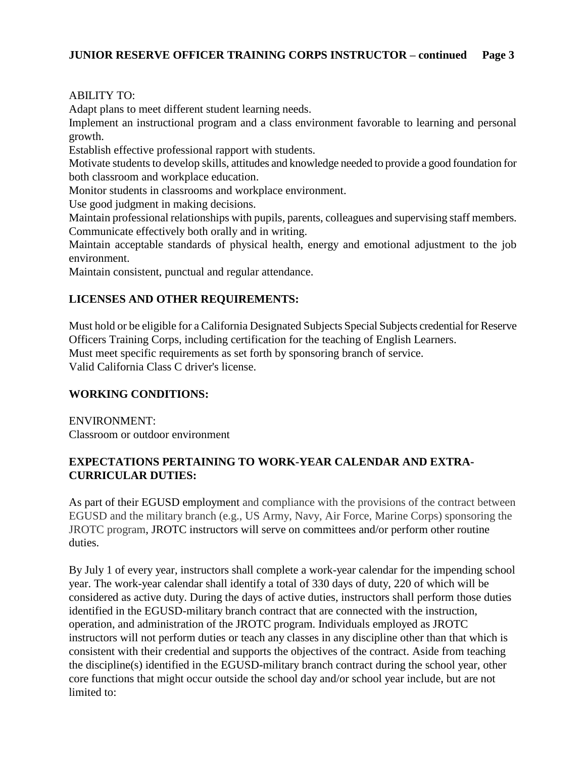ABILITY TO:

Adapt plans to meet different student learning needs.

Implement an instructional program and a class environment favorable to learning and personal growth.

Establish effective professional rapport with students.

Motivate students to develop skills, attitudes and knowledge needed to provide a good foundation for both classroom and workplace education.

Monitor students in classrooms and workplace environment.

Use good judgment in making decisions.

Maintain professional relationships with pupils, parents, colleagues and supervising staff members.

Communicate effectively both orally and in writing.

Maintain acceptable standards of physical health, energy and emotional adjustment to the job environment.

Maintain consistent, punctual and regular attendance.

## LICENSES AND OTHER REQUIREMENTS:

Must hold or be eligible for a California Designated Subjects Special Subjects credential for Reserve Officers Training Corps, including certification for the teaching of English Learners.

Must meet specific requirements as set forth by sponsoring branch of service.

Valid California Class C driver's license.

## WORKING CONDITIONS:

ENVIRONMENT:

Classroom or outdoor environment

## EXPECTATIONS PERTAINING TO WORK-YEAR CALENDAR AND EXTRA-CURRICULAR DUTIES:

As part of their EGUSD employment and compliance with the provisions of the contract between EGUSD and the military branch (e.g., US Army, Navy, Air Force, Marine Corps) sponsoring the JROTC program, JROTC instructors will serve on committees and/or perform other routine duties.

By July 1 of every year, instructors shall complete a work-year calendar for the impending school year. The work-year calendar shall identify a total of 330 days of duty, 220 of which will be considered as active duty. During the days of active duties, instructors shall perform those duties identified in the EGUSD-military branch contract that are connected with the instruction, operation, and administration of the JROTC program. Individuals employed as JROTC instructors will not perform duties or teach any classes in any discipline other than that which is consistent with their credential and supports the objectives of the contract. Aside from teaching the discipline(s) identified in the EGUSD-military branch contract during the school year, other core functions that might occur outside the school day and/or school year include, but are not limited to: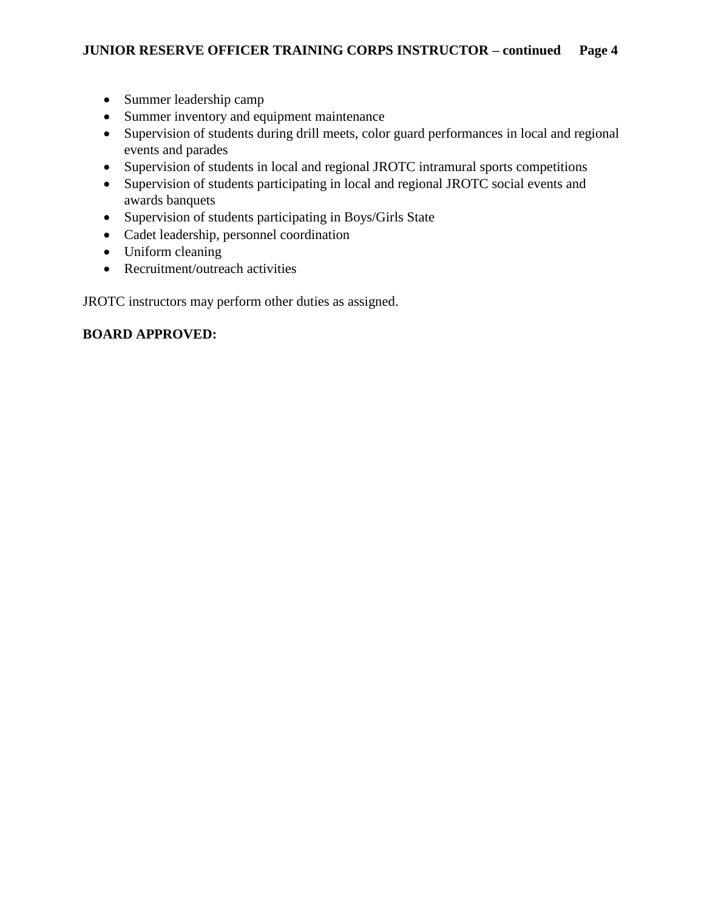- Summer leadership camp
- Summer inventory and equipment maintenance
- Supervision of students during drill meets, color guard performances in local and regional events and parades
- Supervision of students in local and regional JROTC intramural sports competitions
- Supervision of students participating in local and regional JROTC social events and awards banquets
- Supervision of students participating in Boys/Girls State
- Cadet leadership, personnel coordination
- Uniform cleaning
- Recruitment/outreach activities

JROTC instructors may perform other duties as assigned.

**BOARD APPROVED:**